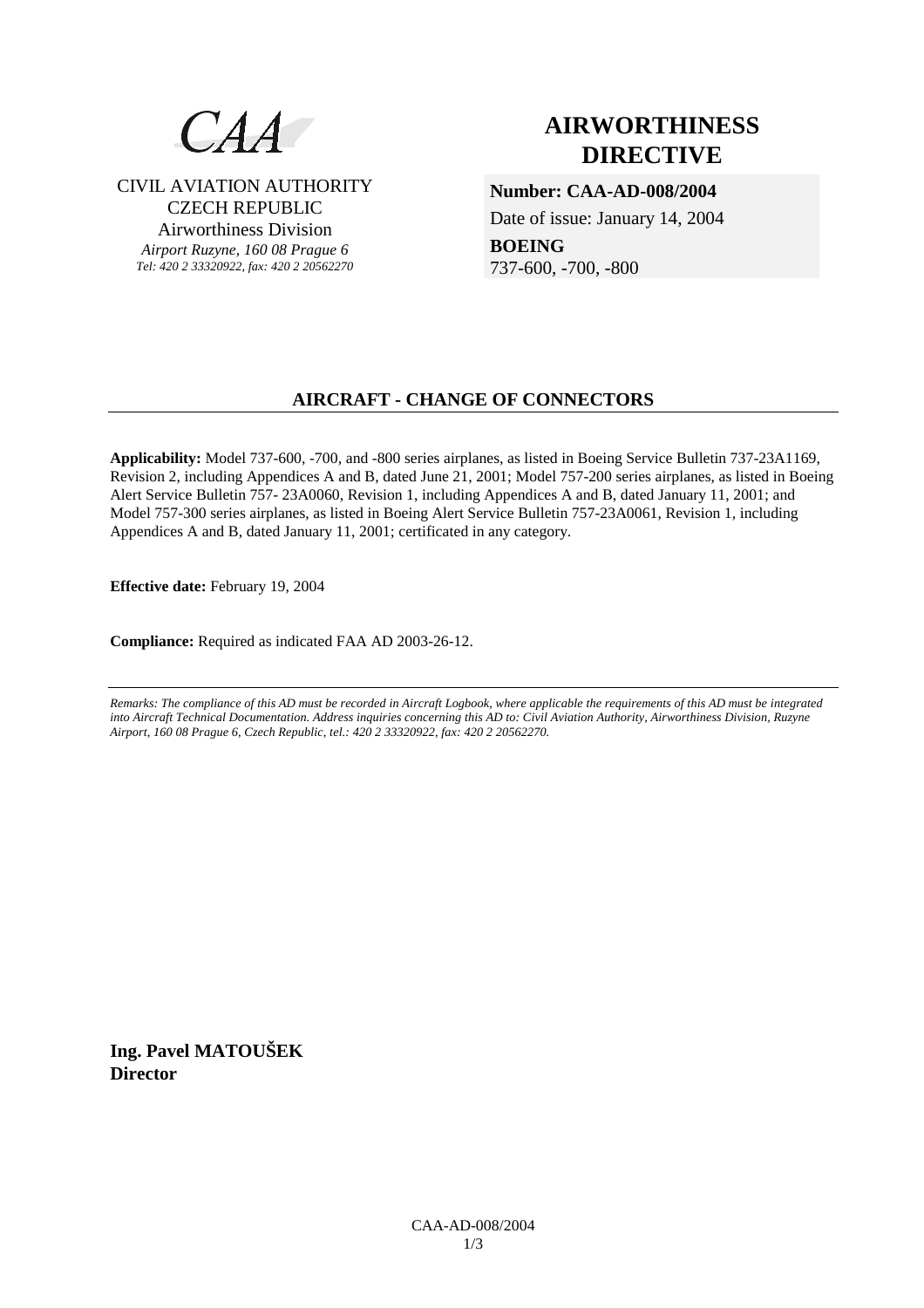CAA

CIVIL AVIATION AUTHORITY
CZECH REPUBLIC
Airworthiness Division
*Airport Ruzyne, 160 08 Prague 6*
*Tel: 420 2 33320922, fax: 420 2 20562270*

# AIRWORTHINESS DIRECTIVE

**Number: CAA-AD-008/2004**

Date of issue: January 14, 2004

**BOEING**

737-600, -700, -800

## AIRCRAFT - CHANGE OF CONNECTORS

**Applicability:** Model 737-600, -700, and -800 series airplanes, as listed in Boeing Service Bulletin 737-23A1169, Revision 2, including Appendices A and B, dated June 21, 2001; Model 757-200 series airplanes, as listed in Boeing Alert Service Bulletin 757- 23A0060, Revision 1, including Appendices A and B, dated January 11, 2001; and Model 757-300 series airplanes, as listed in Boeing Alert Service Bulletin 757-23A0061, Revision 1, including Appendices A and B, dated January 11, 2001; certificated in any category.

**Effective date:** February 19, 2004

**Compliance:** Required as indicated FAA AD 2003-26-12.

*Remarks: The compliance of this AD must be recorded in Aircraft Logbook, where applicable the requirements of this AD must be integrated into Aircraft Technical Documentation. Address inquiries concerning this AD to: Civil Aviation Authority, Airworthiness Division, Ruzyne Airport, 160 08 Prague 6, Czech Republic, tel.: 420 2 33320922, fax: 420 2 20562270.*

**Ing. Pavel MATOUŠEK**
**Director**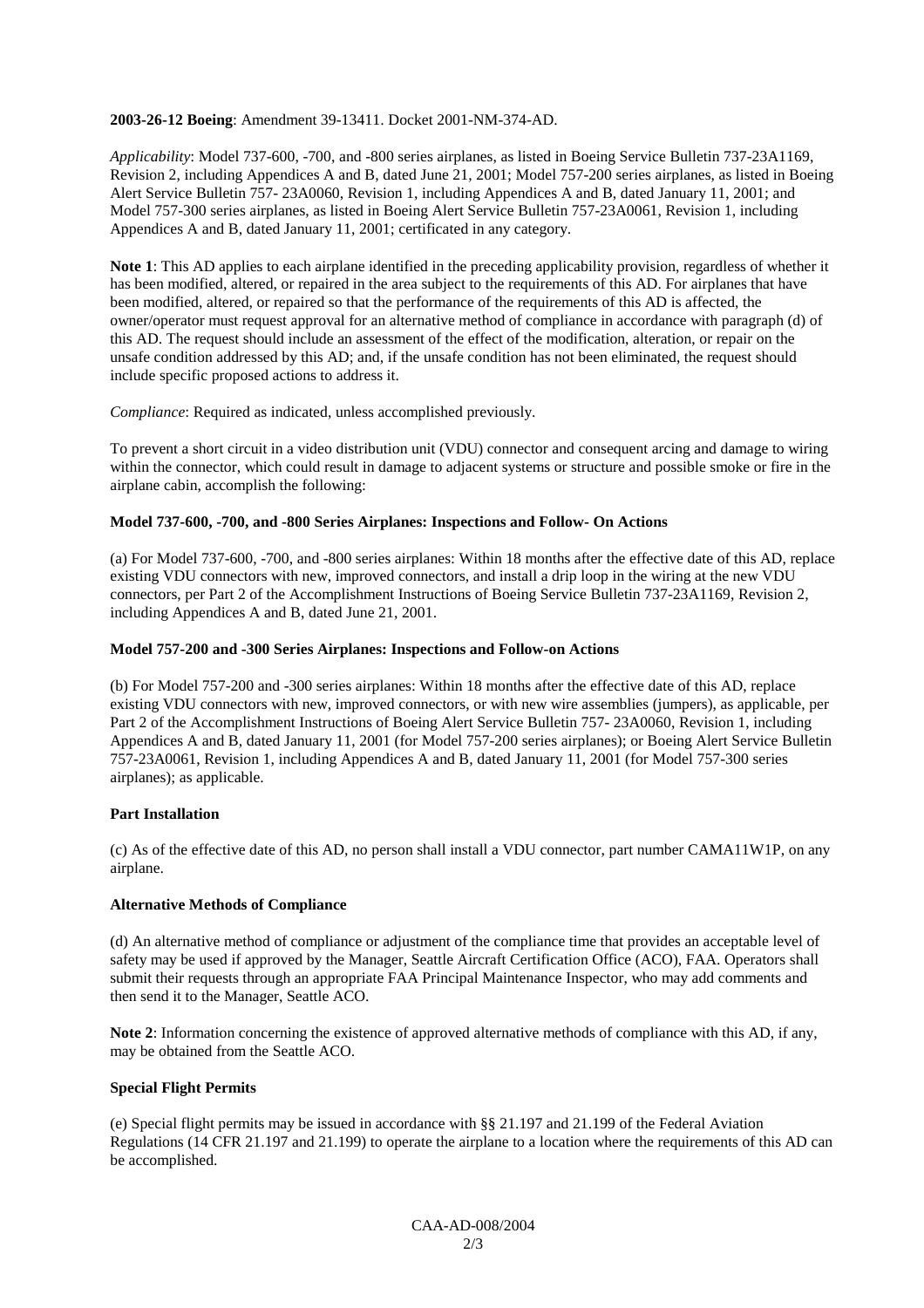**2003-26-12 Boeing**: Amendment 39-13411. Docket 2001-NM-374-AD.

*Applicability*: Model 737-600, -700, and -800 series airplanes, as listed in Boeing Service Bulletin 737-23A1169, Revision 2, including Appendices A and B, dated June 21, 2001; Model 757-200 series airplanes, as listed in Boeing Alert Service Bulletin 757- 23A0060, Revision 1, including Appendices A and B, dated January 11, 2001; and Model 757-300 series airplanes, as listed in Boeing Alert Service Bulletin 757-23A0061, Revision 1, including Appendices A and B, dated January 11, 2001; certificated in any category.

**Note 1**: This AD applies to each airplane identified in the preceding applicability provision, regardless of whether it has been modified, altered, or repaired in the area subject to the requirements of this AD. For airplanes that have been modified, altered, or repaired so that the performance of the requirements of this AD is affected, the owner/operator must request approval for an alternative method of compliance in accordance with paragraph (d) of this AD. The request should include an assessment of the effect of the modification, alteration, or repair on the unsafe condition addressed by this AD; and, if the unsafe condition has not been eliminated, the request should include specific proposed actions to address it.

*Compliance*: Required as indicated, unless accomplished previously.

To prevent a short circuit in a video distribution unit (VDU) connector and consequent arcing and damage to wiring within the connector, which could result in damage to adjacent systems or structure and possible smoke or fire in the airplane cabin, accomplish the following:

**Model 737-600, -700, and -800 Series Airplanes: Inspections and Follow- On Actions**

(a) For Model 737-600, -700, and -800 series airplanes: Within 18 months after the effective date of this AD, replace existing VDU connectors with new, improved connectors, and install a drip loop in the wiring at the new VDU connectors, per Part 2 of the Accomplishment Instructions of Boeing Service Bulletin 737-23A1169, Revision 2, including Appendices A and B, dated June 21, 2001.

**Model 757-200 and -300 Series Airplanes: Inspections and Follow-on Actions**

(b) For Model 757-200 and -300 series airplanes: Within 18 months after the effective date of this AD, replace existing VDU connectors with new, improved connectors, or with new wire assemblies (jumpers), as applicable, per Part 2 of the Accomplishment Instructions of Boeing Alert Service Bulletin 757- 23A0060, Revision 1, including Appendices A and B, dated January 11, 2001 (for Model 757-200 series airplanes); or Boeing Alert Service Bulletin 757-23A0061, Revision 1, including Appendices A and B, dated January 11, 2001 (for Model 757-300 series airplanes); as applicable.

**Part Installation**

(c) As of the effective date of this AD, no person shall install a VDU connector, part number CAMA11W1P, on any airplane.

**Alternative Methods of Compliance**

(d) An alternative method of compliance or adjustment of the compliance time that provides an acceptable level of safety may be used if approved by the Manager, Seattle Aircraft Certification Office (ACO), FAA. Operators shall submit their requests through an appropriate FAA Principal Maintenance Inspector, who may add comments and then send it to the Manager, Seattle ACO.

**Note 2**: Information concerning the existence of approved alternative methods of compliance with this AD, if any, may be obtained from the Seattle ACO.

**Special Flight Permits**

(e) Special flight permits may be issued in accordance with §§ 21.197 and 21.199 of the Federal Aviation Regulations (14 CFR 21.197 and 21.199) to operate the airplane to a location where the requirements of this AD can be accomplished.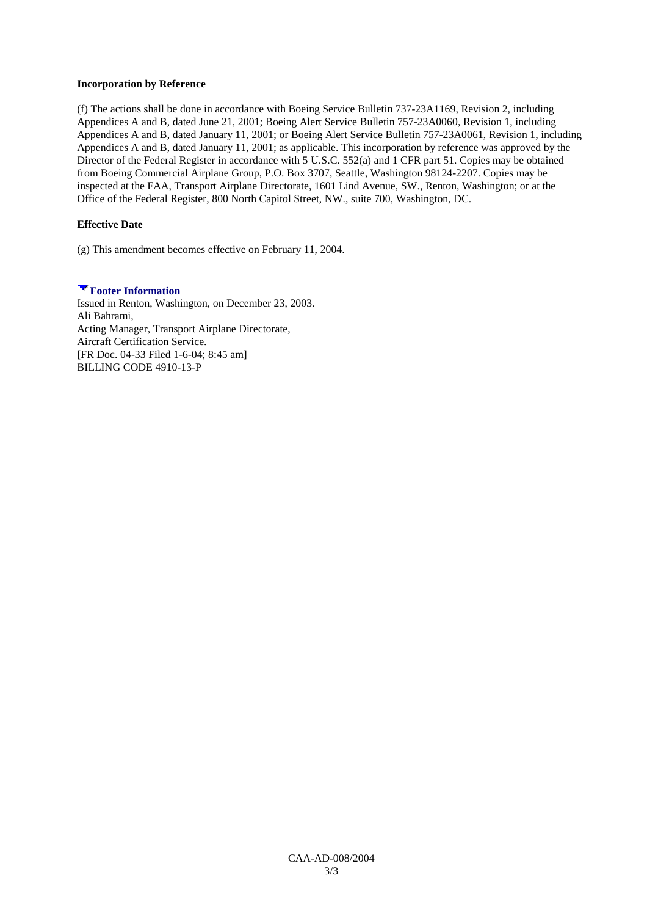**Incorporation by Reference**

(f) The actions shall be done in accordance with Boeing Service Bulletin 737-23A1169, Revision 2, including Appendices A and B, dated June 21, 2001; Boeing Alert Service Bulletin 757-23A0060, Revision 1, including Appendices A and B, dated January 11, 2001; or Boeing Alert Service Bulletin 757-23A0061, Revision 1, including Appendices A and B, dated January 11, 2001; as applicable. This incorporation by reference was approved by the Director of the Federal Register in accordance with 5 U.S.C. 552(a) and 1 CFR part 51. Copies may be obtained from Boeing Commercial Airplane Group, P.O. Box 3707, Seattle, Washington 98124-2207. Copies may be inspected at the FAA, Transport Airplane Directorate, 1601 Lind Avenue, SW., Renton, Washington; or at the Office of the Federal Register, 800 North Capitol Street, NW., suite 700, Washington, DC.

**Effective Date**

(g) This amendment becomes effective on February 11, 2004.

**Footer Information**

Issued in Renton, Washington, on December 23, 2003.
Ali Bahrami,
Acting Manager, Transport Airplane Directorate,
Aircraft Certification Service.
[FR Doc. 04-33 Filed 1-6-04; 8:45 am]
BILLING CODE 4910-13-P